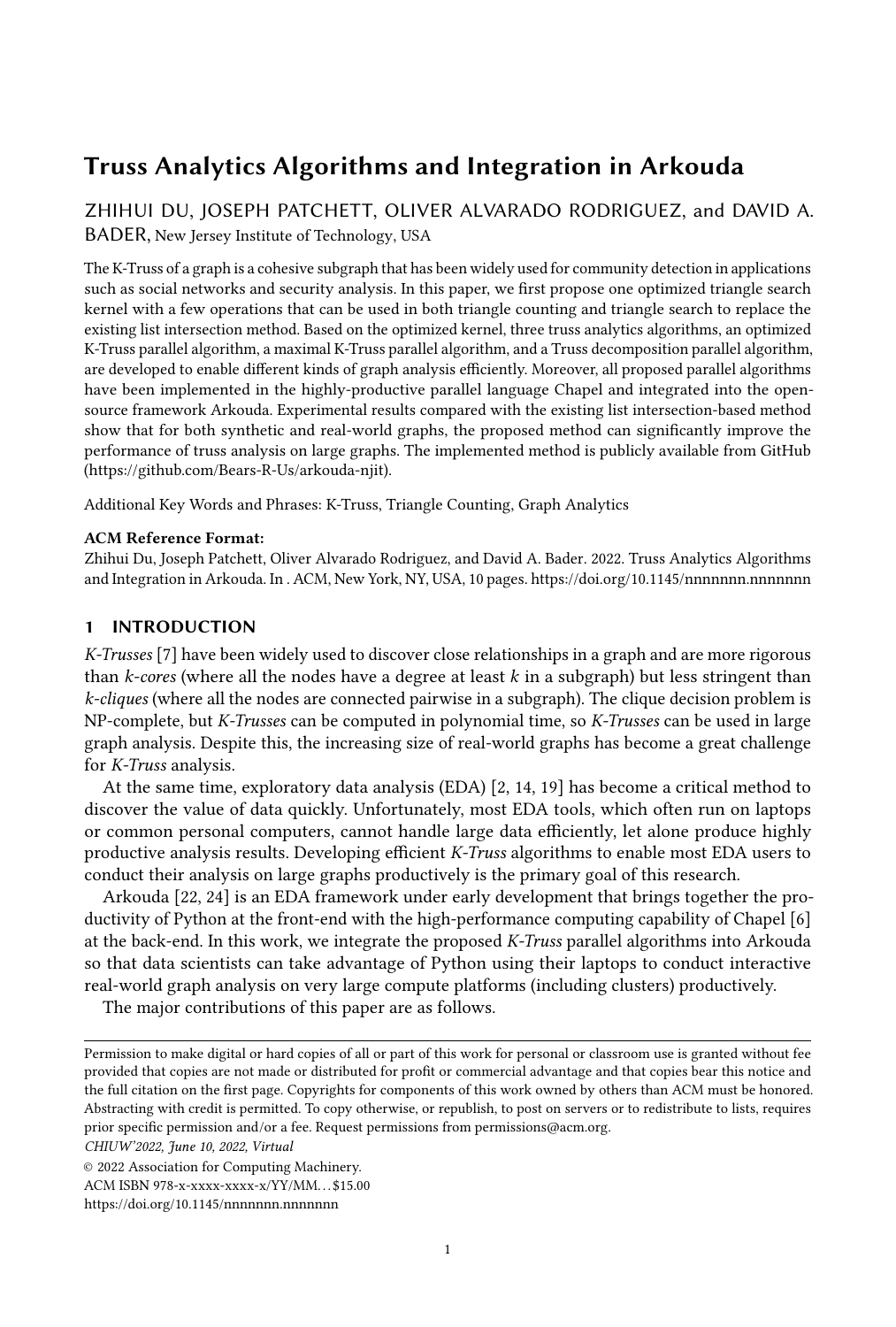# Truss Analytics Algorithms and Integration in Arkouda

ZHIHUI DU, JOSEPH PATCHETT, OLIVER ALVARADO RODRIGUEZ, and DAVID A. BADER, New Jersey Institute of Technology, USA

The K-Truss of a graph is a cohesive subgraph that has been widely used for community detection in applications such as social networks and security analysis. In this paper, we first propose one optimized triangle search kernel with a few operations that can be used in both triangle counting and triangle search to replace the existing list intersection method. Based on the optimized kernel, three truss analytics algorithms, an optimized K-Truss parallel algorithm, a maximal K-Truss parallel algorithm, and a Truss decomposition parallel algorithm, are developed to enable different kinds of graph analysis efficiently. Moreover, all proposed parallel algorithms have been implemented in the highly-productive parallel language Chapel and integrated into the open-source framework Arkouda. Experimental results compared with the existing list intersection-based method show that for both synthetic and real-world graphs, the proposed method can significantly improve the performance of truss analysis on large graphs. The implemented method is publicly available from GitHub (https://github.com/Bears-R-Us/arkouda-njit).

Additional Key Words and Phrases: K-Truss, Triangle Counting, Graph Analytics

**ACM Reference Format:**
Zhihui Du, Joseph Patchett, Oliver Alvarado Rodriguez, and David A. Bader. 2022. Truss Analytics Algorithms and Integration in Arkouda. In . ACM, New York, NY, USA, 10 pages. https://doi.org/10.1145/nnnnnnn.nnnnnnn

## 1 INTRODUCTION

*K-Trusses* [7] have been widely used to discover close relationships in a graph and are more rigorous than *k-cores* (where all the nodes have a degree at least *k* in a subgraph) but less stringent than *k-cliques* (where all the nodes are connected pairwise in a subgraph). The clique decision problem is NP-complete, but *K-Trusses* can be computed in polynomial time, so *K-Trusses* can be used in large graph analysis. Despite this, the increasing size of real-world graphs has become a great challenge for *K-Truss* analysis.

At the same time, exploratory data analysis (EDA) [2, 14, 19] has become a critical method to discover the value of data quickly. Unfortunately, most EDA tools, which often run on laptops or common personal computers, cannot handle large data efficiently, let alone produce highly productive analysis results. Developing efficient *K-Truss* algorithms to enable most EDA users to conduct their analysis on large graphs productively is the primary goal of this research.

Arkouda [22, 24] is an EDA framework under early development that brings together the productivity of Python at the front-end with the high-performance computing capability of Chapel [6] at the back-end. In this work, we integrate the proposed *K-Truss* parallel algorithms into Arkouda so that data scientists can take advantage of Python using their laptops to conduct interactive real-world graph analysis on very large compute platforms (including clusters) productively.

The major contributions of this paper are as follows.

---

Permission to make digital or hard copies of all or part of this work for personal or classroom use is granted without fee provided that copies are not made or distributed for profit or commercial advantage and that copies bear this notice and the full citation on the first page. Copyrights for components of this work owned by others than ACM must be honored. Abstracting with credit is permitted. To copy otherwise, or republish, to post on servers or to redistribute to lists, requires prior specific permission and/or a fee. Request permissions from permissions@acm.org.

*CHIUW'2022, June 10, 2022, Virtual*

© 2022 Association for Computing Machinery.
ACM ISBN 978-x-xxxx-xxxx-x/YY/MM...$15.00
https://doi.org/10.1145/nnnnnnn.nnnnnnn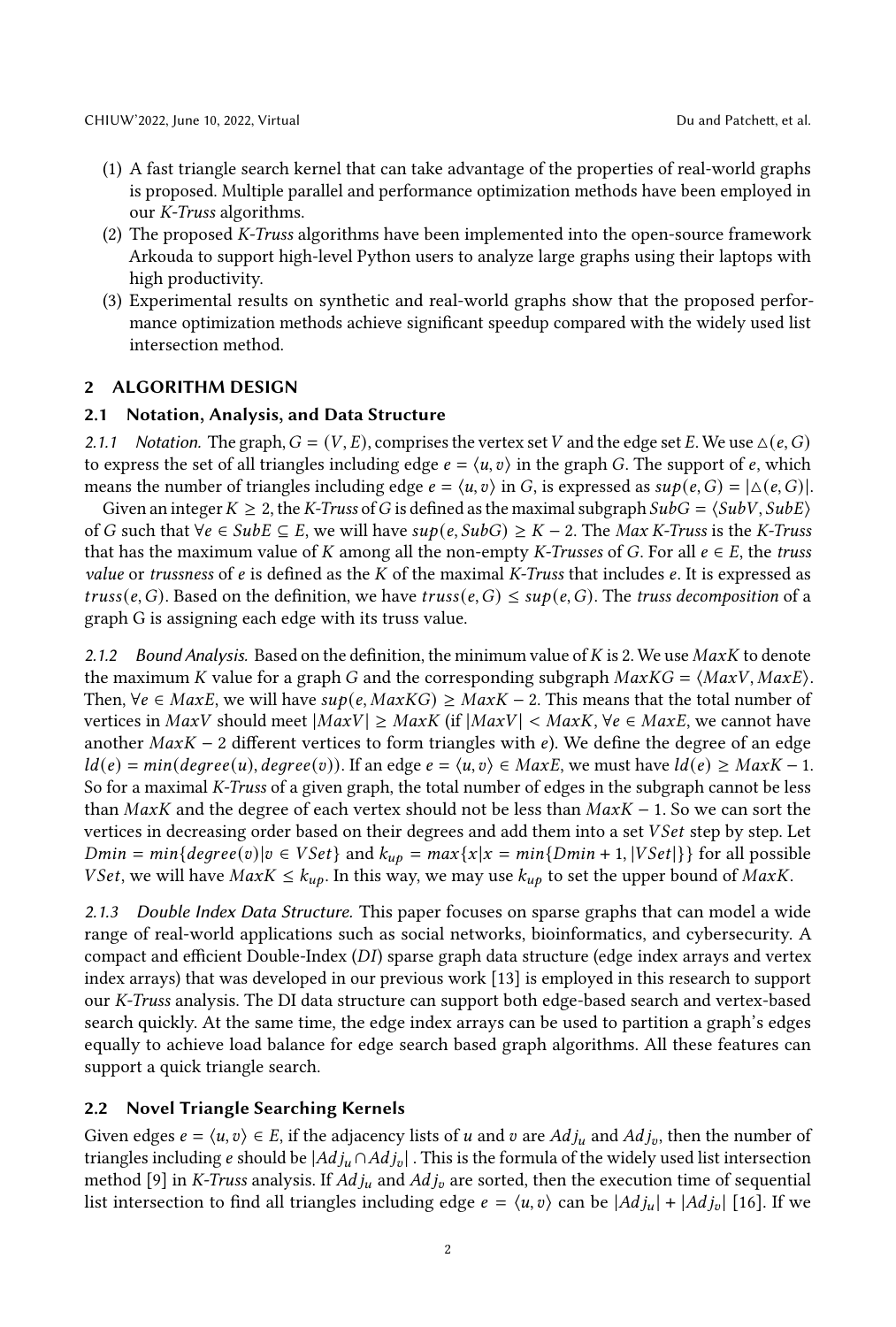(1) A fast triangle search kernel that can take advantage of the properties of real-world graphs is proposed. Multiple parallel and performance optimization methods have been employed in our *K-Truss* algorithms.
(2) The proposed *K-Truss* algorithms have been implemented into the open-source framework Arkouda to support high-level Python users to analyze large graphs using their laptops with high productivity.
(3) Experimental results on synthetic and real-world graphs show that the proposed performance optimization methods achieve significant speedup compared with the widely used list intersection method.

## 2 ALGORITHM DESIGN

### 2.1 Notation, Analysis, and Data Structure

*2.1.1 Notation.* The graph, $G = (V, E)$, comprises the vertex set $V$ and the edge set $E$. We use $\triangle(e, G)$ to express the set of all triangles including edge $e = \langle u, v \rangle$ in the graph $G$. The support of $e$, which means the number of triangles including edge $e = \langle u, v \rangle$ in $G$, is expressed as $sup(e, G) = |\triangle(e, G)|$.

Given an integer $K \geq 2$, the *K-Truss* of $G$ is defined as the maximal subgraph $SubG = \langle SubV, SubE \rangle$ of $G$ such that $\forall e \in SubE \subseteq E$, we will have $sup(e, SubG) \geq K - 2$. The *Max K-Truss* is the *K-Truss* that has the maximum value of $K$ among all the non-empty *K-Trusses* of $G$. For all $e \in E$, the *truss value* or *trussness* of $e$ is defined as the $K$ of the maximal *K-Truss* that includes $e$. It is expressed as $truss(e, G)$. Based on the definition, we have $truss(e, G) \leq sup(e, G)$. The *truss decomposition* of a graph G is assigning each edge with its truss value.

*2.1.2 Bound Analysis.* Based on the definition, the minimum value of $K$ is 2. We use $MaxK$ to denote the maximum $K$ value for a graph $G$ and the corresponding subgraph $MaxKG = \langle MaxV, MaxE \rangle$. Then, $\forall e \in MaxE$, we will have $sup(e, MaxKG) \geq MaxK - 2$. This means that the total number of vertices in $MaxV$ should meet $|MaxV| \geq MaxK$ (if $|MaxV| < MaxK$, $\forall e \in MaxE$, we cannot have another $MaxK - 2$ different vertices to form triangles with $e$). We define the degree of an edge $ld(e) = min(degree(u), degree(v))$. If an edge $e = \langle u, v \rangle \in MaxE$, we must have $ld(e) \geq MaxK - 1$. So for a maximal *K-Truss* of a given graph, the total number of edges in the subgraph cannot be less than $MaxK$ and the degree of each vertex should not be less than $MaxK - 1$. So we can sort the vertices in decreasing order based on their degrees and add them into a set $VSet$ step by step. Let $Dmin = min\{degree(v) | v \in VSet\}$ and $k_{up} = max\{x | x = min\{Dmin + 1, |VSet|\}\}$ for all possible $VSet$, we will have $MaxK \leq k_{up}$. In this way, we may use $k_{up}$ to set the upper bound of $MaxK$.

*2.1.3 Double Index Data Structure.* This paper focuses on sparse graphs that can model a wide range of real-world applications such as social networks, bioinformatics, and cybersecurity. A compact and efficient Double-Index (*DI*) sparse graph data structure (edge index arrays and vertex index arrays) that was developed in our previous work [13] is employed in this research to support our *K-Truss* analysis. The DI data structure can support both edge-based search and vertex-based search quickly. At the same time, the edge index arrays can be used to partition a graph's edges equally to achieve load balance for edge search based graph algorithms. All these features can support a quick triangle search.

### 2.2 Novel Triangle Searching Kernels

Given edges $e = \langle u, v \rangle \in E$, if the adjacency lists of $u$ and $v$ are $Adj_u$ and $Adj_v$, then the number of triangles including $e$ should be $|Adj_u \cap Adj_v|$. This is the formula of the widely used list intersection method [9] in *K-Truss* analysis. If $Adj_u$ and $Adj_v$ are sorted, then the execution time of sequential list intersection to find all triangles including edge $e = \langle u, v \rangle$ can be $|Adj_u| + |Adj_v|$ [16]. If we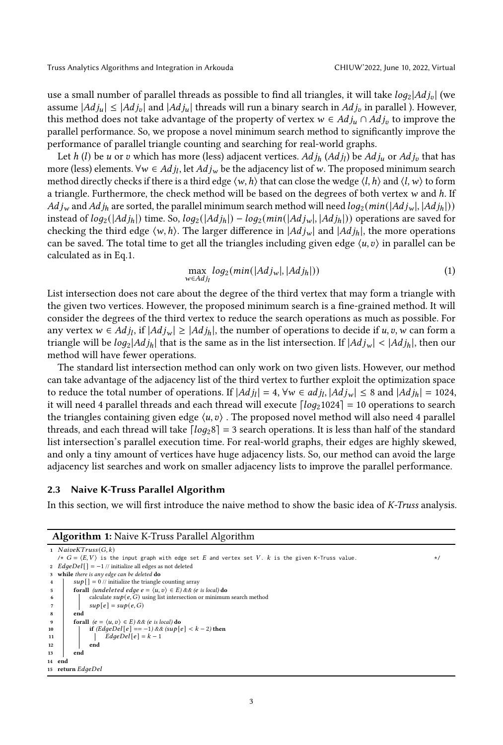use a small number of parallel threads as possible to find all triangles, it will take $log_2|Adj_v|$ (we assume $|Adj_u| \leq |Adj_v|$ and $|Adj_u|$ threads will run a binary search in $Adj_v$ in parallel ). However, this method does not take advantage of the property of vertex $w \in Adj_u \cap Adj_v$ to improve the parallel performance. So, we propose a novel minimum search method to significantly improve the performance of parallel triangle counting and searching for real-world graphs.

Let $h$ ($l$) be $u$ or $v$ which has more (less) adjacent vertices. $Adj_h$ ($Adj_l$) be $Adj_u$ or $Adj_v$ that has more (less) elements. $\forall w \in Adj_l$, let $Adj_w$ be the adjacency list of $w$. The proposed minimum search method directly checks if there is a third edge $\langle w, h \rangle$ that can close the wedge $\langle l, h \rangle$ and $\langle l, w \rangle$ to form a triangle. Furthermore, the check method will be based on the degrees of both vertex $w$ and $h$. If $Adj_w$ and $Adj_h$ are sorted, the parallel minimum search method will need $log_2(min(|Adj_w|, |Adj_h|))$ instead of $log_2(|Adj_h|)$ time. So, $log_2(|Adj_h|) - log_2(min(|Adj_w|, |Adj_h|))$ operations are saved for checking the third edge $\langle w, h \rangle$. The larger difference in $|Adj_w|$ and $|Adj_h|$, the more operations can be saved. The total time to get all the triangles including given edge $\langle u, v \rangle$ in parallel can be calculated as in Eq.1.

$$\max_{w \in Adj_l} log_2(min(|Adj_w|, |Adj_h|)) \tag{1}$$

List intersection does not care about the degree of the third vertex that may form a triangle with the given two vertices. However, the proposed minimum search is a fine-grained method. It will consider the degrees of the third vertex to reduce the search operations as much as possible. For any vertex $w \in Adj_l$, if $|Adj_w| \geq |Adj_h|$, the number of operations to decide if $u, v, w$ can form a triangle will be $log_2|Adj_h|$ that is the same as in the list intersection. If $|Adj_w| < |Adj_h|$, then our method will have fewer operations.

The standard list intersection method can only work on two given lists. However, our method can take advantage of the adjacency list of the third vertex to further exploit the optimization space to reduce the total number of operations. If $|Adj_l| = 4$, $\forall w \in adj_l, |Adj_w| \leq 8$ and $|Adj_h| = 1024$, it will need 4 parallel threads and each thread will execute $\lceil log_2 1024 \rceil = 10$ operations to search the triangles containing given edge $\langle u, v \rangle$ . The proposed novel method will also need 4 parallel threads, and each thread will take $\lceil log_2 8 \rceil = 3$ search operations. It is less than half of the standard list intersection's parallel execution time. For real-world graphs, their edges are highly skewed, and only a tiny amount of vertices have huge adjacency lists. So, our method can avoid the large adjacency list searches and work on smaller adjacency lists to improve the parallel performance.

### 2.3 Naive K-Truss Parallel Algorithm

In this section, we will first introduce the naive method to show the basic idea of *K-Truss* analysis.

**Algorithm 1:** Naive K-Truss Parallel Algorithm

```
1  NaiveKTruss(G, k)
   /* G = ⟨E, V⟩ is the input graph with edge set E and vertex set V. k is the given K-Truss value.   */
2  EdgeDel[] = −1 // initialize all edges as not deleted
3  while there is any edge can be deleted do
4      sup[] = 0 // initialize the triangle counting array
5      forall (undeleted edge e = ⟨u, v⟩ ∈ E) && (e is local) do
6          calculate sup(e, G) using list intersection or minimum search method
7          sup[e] = sup(e, G)
8      end
9      forall (e = ⟨u, v⟩ ∈ E) && (e is local) do
10         if (EdgeDel[e] == −1) && (sup[e] < k − 2) then
11             EdgeDel[e] = k − 1
12         end
13     end
14 end
15 return EdgeDel
```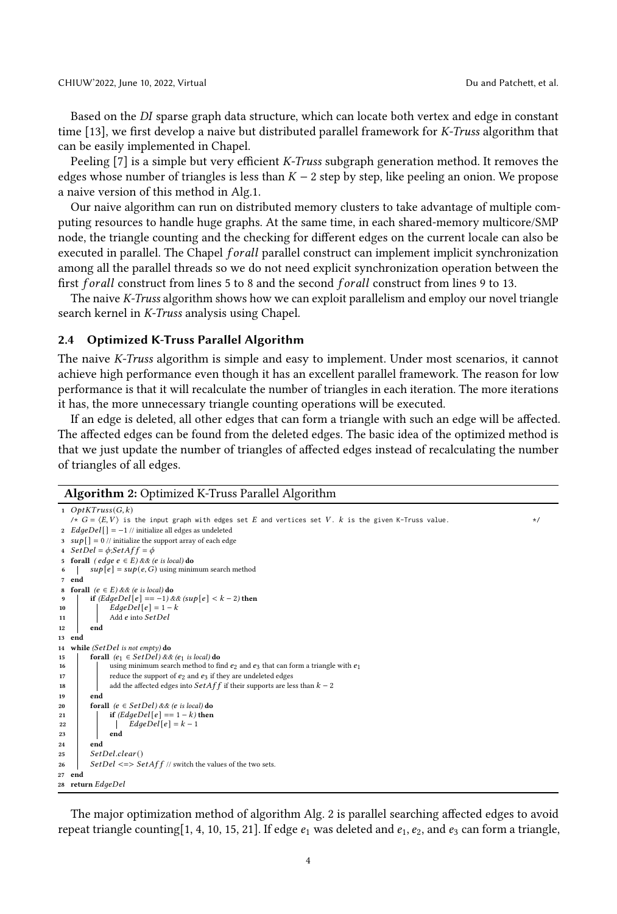Based on the *DI* sparse graph data structure, which can locate both vertex and edge in constant time [13], we first develop a naive but distributed parallel framework for *K-Truss* algorithm that can be easily implemented in Chapel.

Peeling [7] is a simple but very efficient *K-Truss* subgraph generation method. It removes the edges whose number of triangles is less than $K - 2$ step by step, like peeling an onion. We propose a naive version of this method in Alg.1.

Our naive algorithm can run on distributed memory clusters to take advantage of multiple computing resources to handle huge graphs. At the same time, in each shared-memory multicore/SMP node, the triangle counting and the checking for different edges on the current locale can also be executed in parallel. The Chapel $forall$ parallel construct can implement implicit synchronization among all the parallel threads so we do not need explicit synchronization operation between the first $forall$ construct from lines 5 to 8 and the second $forall$ construct from lines 9 to 13.

The naive *K-Truss* algorithm shows how we can exploit parallelism and employ our novel triangle search kernel in *K-Truss* analysis using Chapel.

### 2.4 Optimized K-Truss Parallel Algorithm

The naive *K-Truss* algorithm is simple and easy to implement. Under most scenarios, it cannot achieve high performance even though it has an excellent parallel framework. The reason for low performance is that it will recalculate the number of triangles in each iteration. The more iterations it has, the more unnecessary triangle counting operations will be executed.

If an edge is deleted, all other edges that can form a triangle with such an edge will be affected. The affected edges can be found from the deleted edges. The basic idea of the optimized method is that we just update the number of triangles of affected edges instead of recalculating the number of triangles of all edges.

**Algorithm 2:** Optimized K-Truss Parallel Algorithm

```
1  OptKTruss(G, k)
   /* G = ⟨E, V⟩ is the input graph with edges set E and vertices set V. k is the given K-Truss value.  */
2  EdgeDel[] = −1 // initialize all edges as undeleted
3  sup[] = 0 // initialize the support array of each edge
4  SetDel = ϕ;SetAff = ϕ
5  forall ( edge e ∈ E) && (e is local) do
6  |   sup[e] = sup(e, G) using minimum search method
7  end
8  forall (e ∈ E) && (e is local) do
9  |   if (EdgeDel[e] == −1) && (sup[e] < k − 2) then
10 |   |   EdgeDel[e] = 1 − k
11 |   |   Add e into SetDel
12 |   end
13 end
14 while (SetDel is not empty) do
15 |   forall (e1 ∈ SetDel) && (e1 is local) do
16 |   |   using minimum search method to find e2 and e3 that can form a triangle with e1
17 |   |   reduce the support of e2 and e3 if they are undeleted edges
18 |   |   add the affected edges into SetAff if their supports are less than k − 2
19 |   end
20 |   forall (e ∈ SetDel) && (e is local) do
21 |   |   if (EdgeDel[e] == 1 − k) then
22 |   |   |   EdgeDel[e] = k − 1
23 |   |   end
24 |   end
25 |   SetDel.clear()
26 |   SetDel <=> SetAff // switch the values of the two sets.
27 end
28 return EdgeDel
```

The major optimization method of algorithm Alg. 2 is parallel searching affected edges to avoid repeat triangle counting[1, 4, 10, 15, 21]. If edge $e_1$ was deleted and $e_1$, $e_2$, and $e_3$ can form a triangle,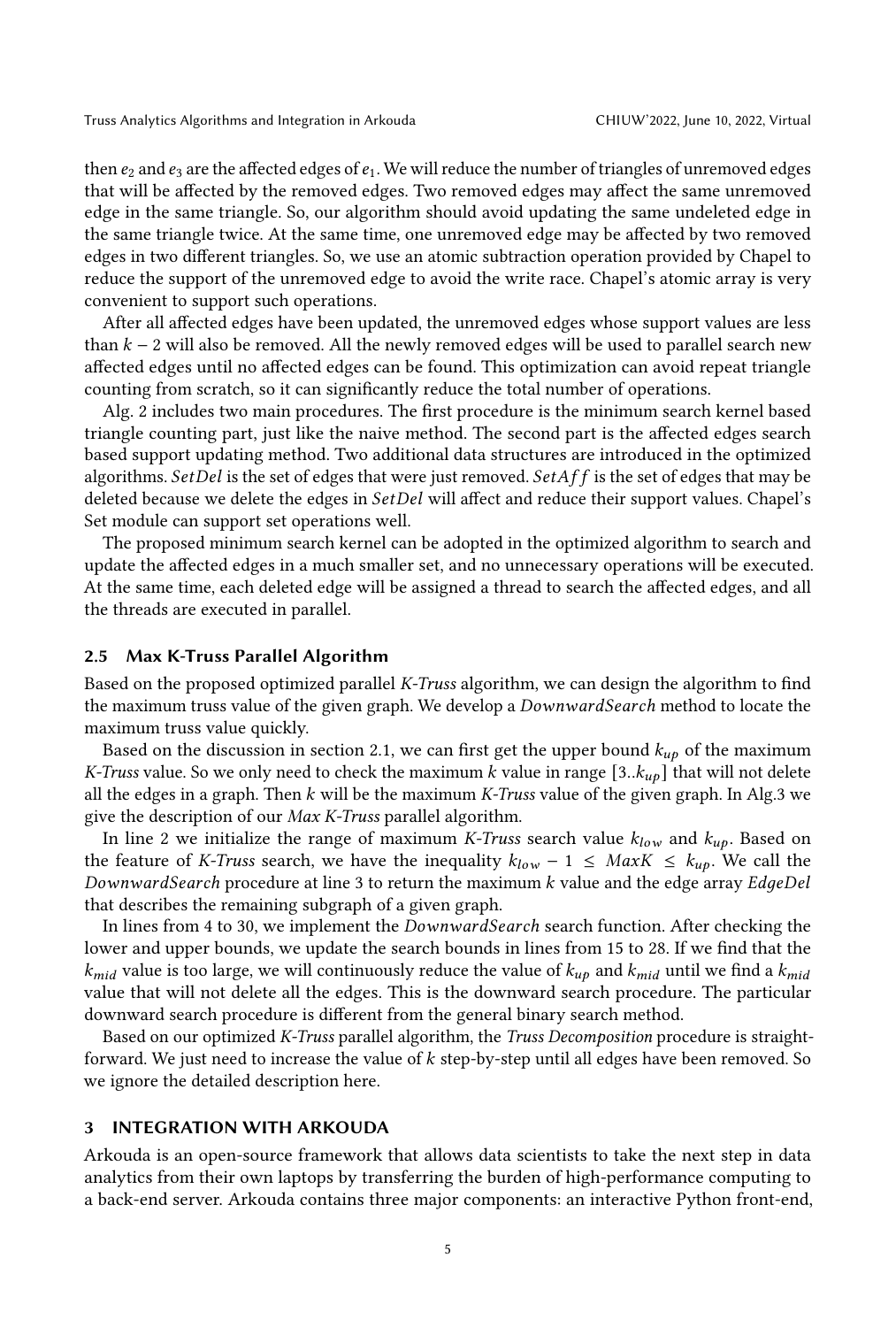then $e_2$ and $e_3$ are the affected edges of $e_1$. We will reduce the number of triangles of unremoved edges that will be affected by the removed edges. Two removed edges may affect the same unremoved edge in the same triangle. So, our algorithm should avoid updating the same undeleted edge in the same triangle twice. At the same time, one unremoved edge may be affected by two removed edges in two different triangles. So, we use an atomic subtraction operation provided by Chapel to reduce the support of the unremoved edge to avoid the write race. Chapel's atomic array is very convenient to support such operations.

After all affected edges have been updated, the unremoved edges whose support values are less than $k-2$ will also be removed. All the newly removed edges will be used to parallel search new affected edges until no affected edges can be found. This optimization can avoid repeat triangle counting from scratch, so it can significantly reduce the total number of operations.

Alg. 2 includes two main procedures. The first procedure is the minimum search kernel based triangle counting part, just like the naive method. The second part is the affected edges search based support updating method. Two additional data structures are introduced in the optimized algorithms. $SetDel$ is the set of edges that were just removed. $SetAff$ is the set of edges that may be deleted because we delete the edges in $SetDel$ will affect and reduce their support values. Chapel's Set module can support set operations well.

The proposed minimum search kernel can be adopted in the optimized algorithm to search and update the affected edges in a much smaller set, and no unnecessary operations will be executed. At the same time, each deleted edge will be assigned a thread to search the affected edges, and all the threads are executed in parallel.

### 2.5 Max K-Truss Parallel Algorithm

Based on the proposed optimized parallel *K-Truss* algorithm, we can design the algorithm to find the maximum truss value of the given graph. We develop a $DownwardSearch$ method to locate the maximum truss value quickly.

Based on the discussion in section 2.1, we can first get the upper bound $k_{up}$ of the maximum *K-Truss* value. So we only need to check the maximum $k$ value in range $[3..k_{up}]$ that will not delete all the edges in a graph. Then $k$ will be the maximum *K-Truss* value of the given graph. In Alg.3 we give the description of our *Max K-Truss* parallel algorithm.

In line 2 we initialize the range of maximum *K-Truss* search value $k_{low}$ and $k_{up}$. Based on the feature of *K-Truss* search, we have the inequality $k_{low} - 1 \leq MaxK \leq k_{up}$. We call the $DownwardSearch$ procedure at line 3 to return the maximum $k$ value and the edge array $EdgeDel$ that describes the remaining subgraph of a given graph.

In lines from 4 to 30, we implement the $DownwardSearch$ search function. After checking the lower and upper bounds, we update the search bounds in lines from 15 to 28. If we find that the $k_{mid}$ value is too large, we will continuously reduce the value of $k_{up}$ and $k_{mid}$ until we find a $k_{mid}$ value that will not delete all the edges. This is the downward search procedure. The particular downward search procedure is different from the general binary search method.

Based on our optimized *K-Truss* parallel algorithm, the *Truss Decomposition* procedure is straightforward. We just need to increase the value of $k$ step-by-step until all edges have been removed. So we ignore the detailed description here.

## 3 INTEGRATION WITH ARKOUDA

Arkouda is an open-source framework that allows data scientists to take the next step in data analytics from their own laptops by transferring the burden of high-performance computing to a back-end server. Arkouda contains three major components: an interactive Python front-end,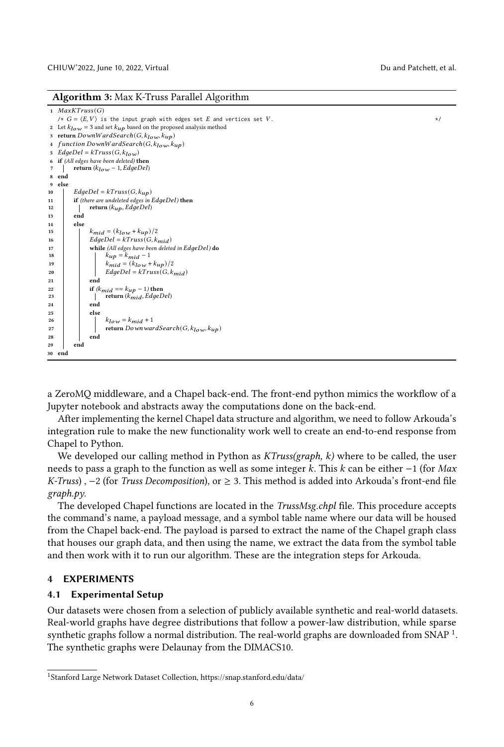**Algorithm 3:** Max K-Truss Parallel Algorithm

```
1  MaxKTruss(G)
   /* G = ⟨E, V⟩ is the input graph with edges set E and vertices set V.   */
2  Let k_low = 3 and set k_up based on the proposed analysis method
3  return DownWardSearch(G, k_low, k_up)
4  function DownWardSearch(G, k_low, k_up)
5  EdgeDel = kTruss(G, k_low)
6  if (All edges have been deleted) then
7      return (k_low − 1, EdgeDel)
8  end
9  else
10     EdgeDel = kTruss(G, k_up)
11     if (there are undeleted edges in EdgeDel) then
12         return (k_up, EdgeDel)
13     end
14     else
15         k_mid = (k_low + k_up)/2
16         EdgeDel = kTruss(G, k_mid)
17         while (All edges have been deleted in EdgeDel) do
18             k_up = k_mid − 1
19             k_mid = (k_low + k_up)/2
20             EdgeDel = kTruss(G, k_mid)
21         end
22         if (k_mid == k_up − 1) then
23             return (k_mid, EdgeDel)
24         end
25         else
26             k_low = k_mid + 1
27             return DownwardSearch(G, k_low, k_up)
28         end
29     end
30 end
```

a ZeroMQ middleware, and a Chapel back-end. The front-end python mimics the workflow of a Jupyter notebook and abstracts away the computations done on the back-end.

After implementing the kernel Chapel data structure and algorithm, we need to follow Arkouda's integration rule to make the new functionality work well to create an end-to-end response from Chapel to Python.

We developed our calling method in Python as *KTruss(graph, k)* where to be called, the user needs to pass a graph to the function as well as some integer $k$. This $k$ can be either $-1$ (for *Max K-Truss*) , $-2$ (for *Truss Decomposition*), or $\geq 3$. This method is added into Arkouda's front-end file *graph.py*.

The developed Chapel functions are located in the *TrussMsg.chpl* file. This procedure accepts the command's name, a payload message, and a symbol table name where our data will be housed from the Chapel back-end. The payload is parsed to extract the name of the Chapel graph class that houses our graph data, and then using the name, we extract the data from the symbol table and then work with it to run our algorithm. These are the integration steps for Arkouda.

## 4 EXPERIMENTS

### 4.1 Experimental Setup

Our datasets were chosen from a selection of publicly available synthetic and real-world datasets. Real-world graphs have degree distributions that follow a power-law distribution, while sparse synthetic graphs follow a normal distribution. The real-world graphs are downloaded from SNAP [1]. The synthetic graphs were Delaunay from the DIMACS10.

[1] Stanford Large Network Dataset Collection, https://snap.stanford.edu/data/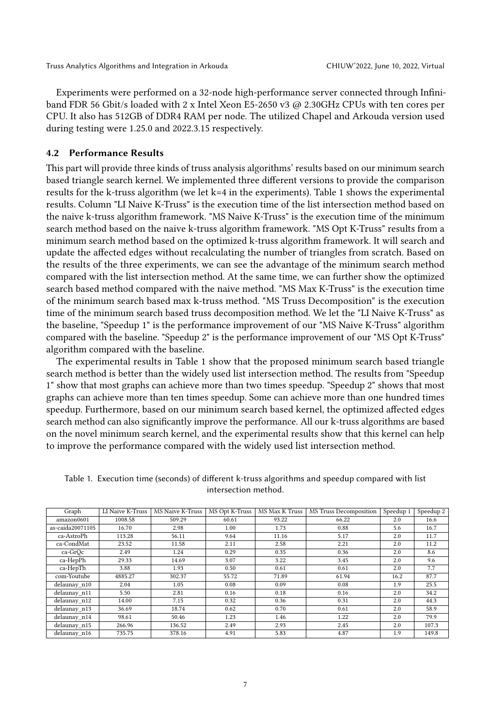Experiments were performed on a 32-node high-performance server connected through Infiniband FDR 56 Gbit/s loaded with 2 x Intel Xeon E5-2650 v3 @ 2.30GHz CPUs with ten cores per CPU. It also has 512GB of DDR4 RAM per node. The utilized Chapel and Arkouda version used during testing were 1.25.0 and 2022.3.15 respectively.

### 4.2 Performance Results

This part will provide three kinds of truss analysis algorithms' results based on our minimum search based triangle search kernel. We implemented three different versions to provide the comparison results for the k-truss algorithm (we let k=4 in the experiments). Table 1 shows the experimental results. Column "LI Naive K-Truss" is the execution time of the list intersection method based on the naive k-truss algorithm framework. "MS Naive K-Truss" is the execution time of the minimum search method based on the naive k-truss algorithm framework. "MS Opt K-Truss" results from a minimum search method based on the optimized k-truss algorithm framework. It will search and update the affected edges without recalculating the number of triangles from scratch. Based on the results of the three experiments, we can see the advantage of the minimum search method compared with the list intersection method. At the same time, we can further show the optimized search based method compared with the naive method. "MS Max K-Truss" is the execution time of the minimum search based max k-truss method. "MS Truss Decomposition" is the execution time of the minimum search based truss decomposition method. We let the "LI Naive K-Truss" as the baseline, "Speedup 1" is the performance improvement of our "MS Naive K-Truss" algorithm compared with the baseline. "Speedup 2" is the performance improvement of our "MS Opt K-Truss" algorithm compared with the baseline.

The experimental results in Table 1 show that the proposed minimum search based triangle search method is better than the widely used list intersection method. The results from "Speedup 1" show that most graphs can achieve more than two times speedup. "Speedup 2" shows that most graphs can achieve more than ten times speedup. Some can achieve more than one hundred times speedup. Furthermore, based on our minimum search based kernel, the optimized affected edges search method can also significantly improve the performance. All our k-truss algorithms are based on the novel minimum search kernel, and the experimental results show that this kernel can help to improve the performance compared with the widely used list intersection method.

Table 1. Execution time (seconds) of different k-truss algorithms and speedup compared with list intersection method.

| Graph | LI Naive K-Truss | MS Naive K-Truss | MS Opt K-Truss | MS Max K Truss | MS Truss Decomposition | Speedup 1 | Speedup 2 |
|---|---|---|---|---|---|---|---|
| amazon0601 | 1008.58 | 509.29 | 60.61 | 93.22 | 66.22 | 2.0 | 16.6 |
| as-caida20071105 | 16.70 | 2.98 | 1.00 | 1.73 | 0.88 | 5.6 | 16.7 |
| ca-AstroPh | 113.28 | 56.11 | 9.64 | 11.16 | 5.17 | 2.0 | 11.7 |
| ca-CondMat | 23.52 | 11.58 | 2.11 | 2.58 | 2.21 | 2.0 | 11.2 |
| ca-GrQc | 2.49 | 1.24 | 0.29 | 0.35 | 0.36 | 2.0 | 8.6 |
| ca-HepPh | 29.33 | 14.69 | 3.07 | 3.22 | 3.45 | 2.0 | 9.6 |
| ca-HepTh | 3.88 | 1.93 | 0.50 | 0.61 | 0.61 | 2.0 | 7.7 |
| com-Youtube | 4885.27 | 302.37 | 55.72 | 71.89 | 61.94 | 16.2 | 87.7 |
| delaunay_n10 | 2.04 | 1.05 | 0.08 | 0.09 | 0.08 | 1.9 | 25.5 |
| delaunay_n11 | 5.50 | 2.81 | 0.16 | 0.18 | 0.16 | 2.0 | 34.2 |
| delaunay_n12 | 14.00 | 7.15 | 0.32 | 0.36 | 0.31 | 2.0 | 44.3 |
| delaunay_n13 | 36.69 | 18.74 | 0.62 | 0.70 | 0.61 | 2.0 | 58.9 |
| delaunay_n14 | 98.61 | 50.46 | 1.23 | 1.46 | 1.22 | 2.0 | 79.9 |
| delaunay_n15 | 266.96 | 136.52 | 2.49 | 2.93 | 2.45 | 2.0 | 107.3 |
| delaunay_n16 | 735.75 | 378.16 | 4.91 | 5.83 | 4.87 | 1.9 | 149.8 |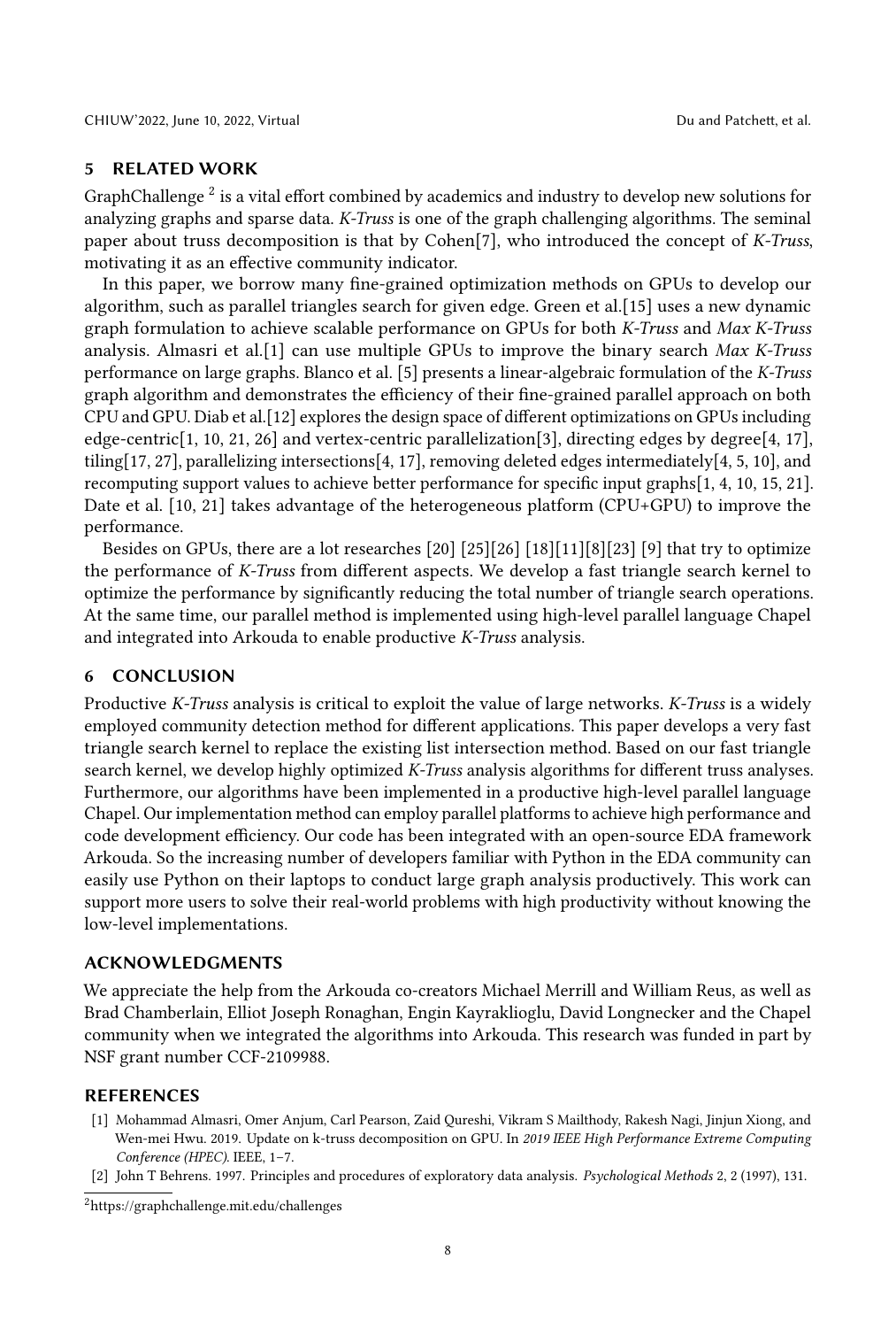## 5 RELATED WORK

GraphChallenge [2] is a vital effort combined by academics and industry to develop new solutions for analyzing graphs and sparse data. *K-Truss* is one of the graph challenging algorithms. The seminal paper about truss decomposition is that by Cohen[7], who introduced the concept of *K-Truss*, motivating it as an effective community indicator.

In this paper, we borrow many fine-grained optimization methods on GPUs to develop our algorithm, such as parallel triangles search for given edge. Green et al.[15] uses a new dynamic graph formulation to achieve scalable performance on GPUs for both *K-Truss* and *Max K-Truss* analysis. Almasri et al.[1] can use multiple GPUs to improve the binary search *Max K-Truss* performance on large graphs. Blanco et al. [5] presents a linear-algebraic formulation of the *K-Truss* graph algorithm and demonstrates the efficiency of their fine-grained parallel approach on both CPU and GPU. Diab et al.[12] explores the design space of different optimizations on GPUs including edge-centric[1, 10, 21, 26] and vertex-centric parallelization[3], directing edges by degree[4, 17], tiling[17, 27], parallelizing intersections[4, 17], removing deleted edges intermediately[4, 5, 10], and recomputing support values to achieve better performance for specific input graphs[1, 4, 10, 15, 21]. Date et al. [10, 21] takes advantage of the heterogeneous platform (CPU+GPU) to improve the performance.

Besides on GPUs, there are a lot researches [20] [25][26] [18][11][8][23] [9] that try to optimize the performance of *K-Truss* from different aspects. We develop a fast triangle search kernel to optimize the performance by significantly reducing the total number of triangle search operations. At the same time, our parallel method is implemented using high-level parallel language Chapel and integrated into Arkouda to enable productive *K-Truss* analysis.

## 6 CONCLUSION

Productive *K-Truss* analysis is critical to exploit the value of large networks. *K-Truss* is a widely employed community detection method for different applications. This paper develops a very fast triangle search kernel to replace the existing list intersection method. Based on our fast triangle search kernel, we develop highly optimized *K-Truss* analysis algorithms for different truss analyses. Furthermore, our algorithms have been implemented in a productive high-level parallel language Chapel. Our implementation method can employ parallel platforms to achieve high performance and code development efficiency. Our code has been integrated with an open-source EDA framework Arkouda. So the increasing number of developers familiar with Python in the EDA community can easily use Python on their laptops to conduct large graph analysis productively. This work can support more users to solve their real-world problems with high productivity without knowing the low-level implementations.

## ACKNOWLEDGMENTS

We appreciate the help from the Arkouda co-creators Michael Merrill and William Reus, as well as Brad Chamberlain, Elliot Joseph Ronaghan, Engin Kayraklioglu, David Longnecker and the Chapel community when we integrated the algorithms into Arkouda. This research was funded in part by NSF grant number CCF-2109988.

## REFERENCES

[1] Mohammad Almasri, Omer Anjum, Carl Pearson, Zaid Qureshi, Vikram S Mailthody, Rakesh Nagi, Jinjun Xiong, and Wen-mei Hwu. 2019. Update on k-truss decomposition on GPU. In *2019 IEEE High Performance Extreme Computing Conference (HPEC)*. IEEE, 1–7.

[2] John T Behrens. 1997. Principles and procedures of exploratory data analysis. *Psychological Methods* 2, 2 (1997), 131.

[2] https://graphchallenge.mit.edu/challenges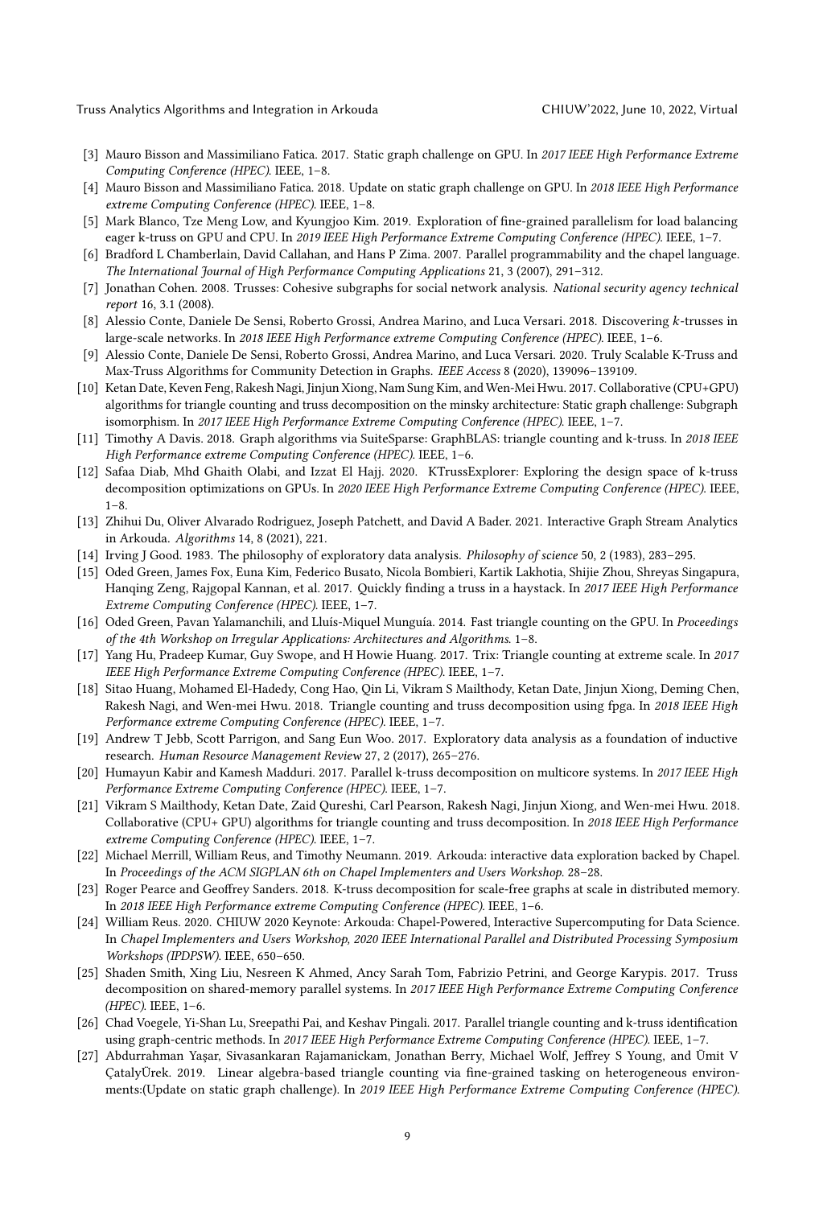- [3] Mauro Bisson and Massimiliano Fatica. 2017. Static graph challenge on GPU. In *2017 IEEE High Performance Extreme Computing Conference (HPEC)*. IEEE, 1–8.
- [4] Mauro Bisson and Massimiliano Fatica. 2018. Update on static graph challenge on GPU. In *2018 IEEE High Performance extreme Computing Conference (HPEC)*. IEEE, 1–8.
- [5] Mark Blanco, Tze Meng Low, and Kyungjoo Kim. 2019. Exploration of fine-grained parallelism for load balancing eager k-truss on GPU and CPU. In *2019 IEEE High Performance Extreme Computing Conference (HPEC)*. IEEE, 1–7.
- [6] Bradford L Chamberlain, David Callahan, and Hans P Zima. 2007. Parallel programmability and the chapel language. *The International Journal of High Performance Computing Applications* 21, 3 (2007), 291–312.
- [7] Jonathan Cohen. 2008. Trusses: Cohesive subgraphs for social network analysis. *National security agency technical report* 16, 3.1 (2008).
- [8] Alessio Conte, Daniele De Sensi, Roberto Grossi, Andrea Marino, and Luca Versari. 2018. Discovering $k$-trusses in large-scale networks. In *2018 IEEE High Performance extreme Computing Conference (HPEC)*. IEEE, 1–6.
- [9] Alessio Conte, Daniele De Sensi, Roberto Grossi, Andrea Marino, and Luca Versari. 2020. Truly Scalable K-Truss and Max-Truss Algorithms for Community Detection in Graphs. *IEEE Access* 8 (2020), 139096–139109.
- [10] Ketan Date, Keven Feng, Rakesh Nagi, Jinjun Xiong, Nam Sung Kim, and Wen-Mei Hwu. 2017. Collaborative (CPU+GPU) algorithms for triangle counting and truss decomposition on the minsky architecture: Static graph challenge: Subgraph isomorphism. In *2017 IEEE High Performance Extreme Computing Conference (HPEC)*. IEEE, 1–7.
- [11] Timothy A Davis. 2018. Graph algorithms via SuiteSparse: GraphBLAS: triangle counting and k-truss. In *2018 IEEE High Performance extreme Computing Conference (HPEC)*. IEEE, 1–6.
- [12] Safaa Diab, Mhd Ghaith Olabi, and Izzat El Hajj. 2020. KTrussExplorer: Exploring the design space of k-truss decomposition optimizations on GPUs. In *2020 IEEE High Performance Extreme Computing Conference (HPEC)*. IEEE, 1–8.
- [13] Zhihui Du, Oliver Alvarado Rodriguez, Joseph Patchett, and David A Bader. 2021. Interactive Graph Stream Analytics in Arkouda. *Algorithms* 14, 8 (2021), 221.
- [14] Irving J Good. 1983. The philosophy of exploratory data analysis. *Philosophy of science* 50, 2 (1983), 283–295.
- [15] Oded Green, James Fox, Euna Kim, Federico Busato, Nicola Bombieri, Kartik Lakhotia, Shijie Zhou, Shreyas Singapura, Hanqing Zeng, Rajgopal Kannan, et al. 2017. Quickly finding a truss in a haystack. In *2017 IEEE High Performance Extreme Computing Conference (HPEC)*. IEEE, 1–7.
- [16] Oded Green, Pavan Yalamanchili, and Lluís-Miquel Munguía. 2014. Fast triangle counting on the GPU. In *Proceedings of the 4th Workshop on Irregular Applications: Architectures and Algorithms*. 1–8.
- [17] Yang Hu, Pradeep Kumar, Guy Swope, and H Howie Huang. 2017. Trix: Triangle counting at extreme scale. In *2017 IEEE High Performance Extreme Computing Conference (HPEC)*. IEEE, 1–7.
- [18] Sitao Huang, Mohamed El-Hadedy, Cong Hao, Qin Li, Vikram S Mailthody, Ketan Date, Jinjun Xiong, Deming Chen, Rakesh Nagi, and Wen-mei Hwu. 2018. Triangle counting and truss decomposition using fpga. In *2018 IEEE High Performance extreme Computing Conference (HPEC)*. IEEE, 1–7.
- [19] Andrew T Jebb, Scott Parrigon, and Sang Eun Woo. 2017. Exploratory data analysis as a foundation of inductive research. *Human Resource Management Review* 27, 2 (2017), 265–276.
- [20] Humayun Kabir and Kamesh Madduri. 2017. Parallel k-truss decomposition on multicore systems. In *2017 IEEE High Performance Extreme Computing Conference (HPEC)*. IEEE, 1–7.
- [21] Vikram S Mailthody, Ketan Date, Zaid Qureshi, Carl Pearson, Rakesh Nagi, Jinjun Xiong, and Wen-mei Hwu. 2018. Collaborative (CPU+ GPU) algorithms for triangle counting and truss decomposition. In *2018 IEEE High Performance extreme Computing Conference (HPEC)*. IEEE, 1–7.
- [22] Michael Merrill, William Reus, and Timothy Neumann. 2019. Arkouda: interactive data exploration backed by Chapel. In *Proceedings of the ACM SIGPLAN 6th on Chapel Implementers and Users Workshop*. 28–28.
- [23] Roger Pearce and Geoffrey Sanders. 2018. K-truss decomposition for scale-free graphs at scale in distributed memory. In *2018 IEEE High Performance extreme Computing Conference (HPEC)*. IEEE, 1–6.
- [24] William Reus. 2020. CHIUW 2020 Keynote: Arkouda: Chapel-Powered, Interactive Supercomputing for Data Science. In *Chapel Implementers and Users Workshop, 2020 IEEE International Parallel and Distributed Processing Symposium Workshops (IPDPSW)*. IEEE, 650–650.
- [25] Shaden Smith, Xing Liu, Nesreen K Ahmed, Ancy Sarah Tom, Fabrizio Petrini, and George Karypis. 2017. Truss decomposition on shared-memory parallel systems. In *2017 IEEE High Performance Extreme Computing Conference (HPEC)*. IEEE, 1–6.
- [26] Chad Voegele, Yi-Shan Lu, Sreepathi Pai, and Keshav Pingali. 2017. Parallel triangle counting and k-truss identification using graph-centric methods. In *2017 IEEE High Performance Extreme Computing Conference (HPEC)*. IEEE, 1–7.
- [27] Abdurrahman Yaşar, Sivasankaran Rajamanickam, Jonathan Berry, Michael Wolf, Jeffrey S Young, and Ümit V ÇatalyÜrek. 2019. Linear algebra-based triangle counting via fine-grained tasking on heterogeneous environments:(Update on static graph challenge). In *2019 IEEE High Performance Extreme Computing Conference (HPEC)*.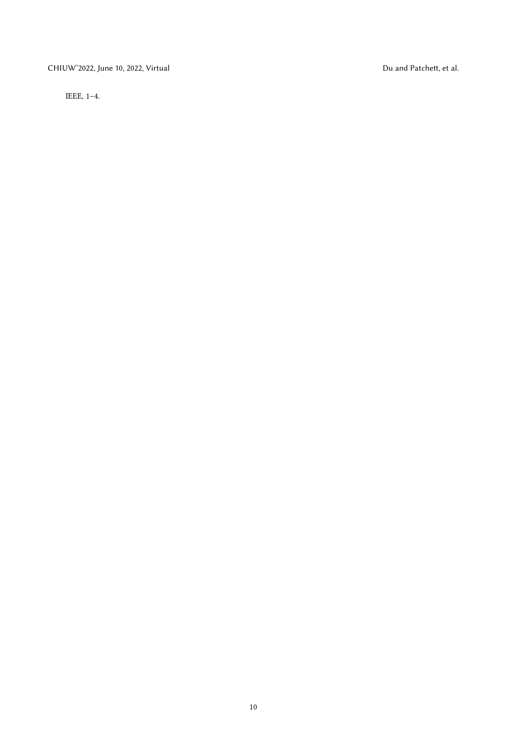IEEE, 1–4.